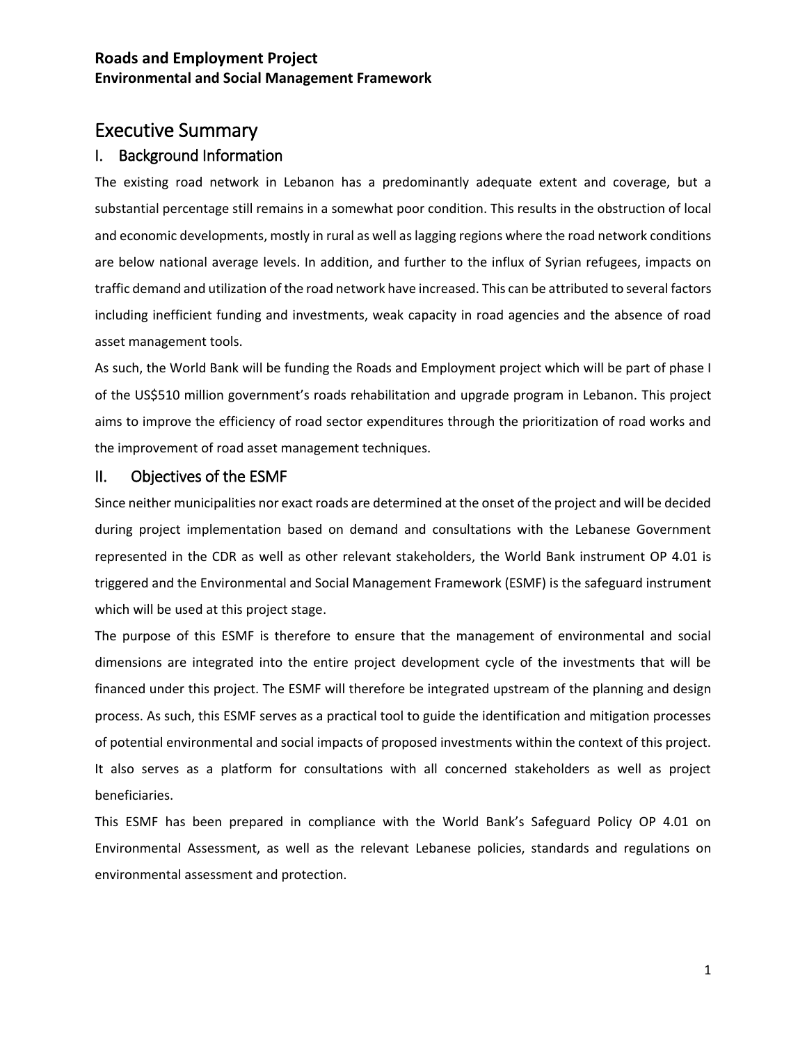**Roads and Employment Project**
**Environmental and Social Management Framework**

# Executive Summary

## I. Background Information

The existing road network in Lebanon has a predominantly adequate extent and coverage, but a substantial percentage still remains in a somewhat poor condition. This results in the obstruction of local and economic developments, mostly in rural as well as lagging regions where the road network conditions are below national average levels. In addition, and further to the influx of Syrian refugees, impacts on traffic demand and utilization of the road network have increased. This can be attributed to several factors including inefficient funding and investments, weak capacity in road agencies and the absence of road asset management tools.

As such, the World Bank will be funding the Roads and Employment project which will be part of phase I of the US$510 million government's roads rehabilitation and upgrade program in Lebanon. This project aims to improve the efficiency of road sector expenditures through the prioritization of road works and the improvement of road asset management techniques.

## II. Objectives of the ESMF

Since neither municipalities nor exact roads are determined at the onset of the project and will be decided during project implementation based on demand and consultations with the Lebanese Government represented in the CDR as well as other relevant stakeholders, the World Bank instrument OP 4.01 is triggered and the Environmental and Social Management Framework (ESMF) is the safeguard instrument which will be used at this project stage.

The purpose of this ESMF is therefore to ensure that the management of environmental and social dimensions are integrated into the entire project development cycle of the investments that will be financed under this project. The ESMF will therefore be integrated upstream of the planning and design process. As such, this ESMF serves as a practical tool to guide the identification and mitigation processes of potential environmental and social impacts of proposed investments within the context of this project. It also serves as a platform for consultations with all concerned stakeholders as well as project beneficiaries.

This ESMF has been prepared in compliance with the World Bank's Safeguard Policy OP 4.01 on Environmental Assessment, as well as the relevant Lebanese policies, standards and regulations on environmental assessment and protection.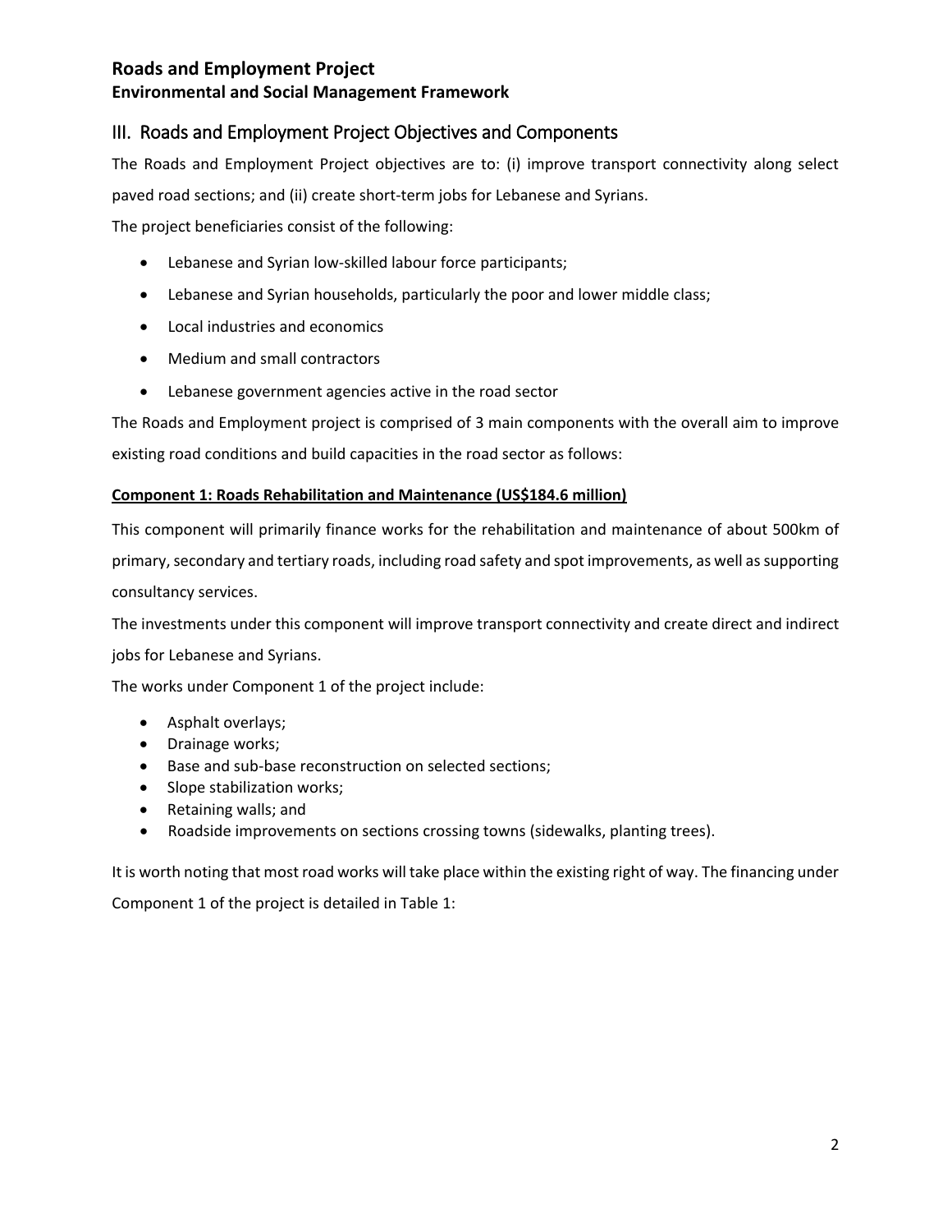## III. Roads and Employment Project Objectives and Components

The Roads and Employment Project objectives are to: (i) improve transport connectivity along select paved road sections; and (ii) create short-term jobs for Lebanese and Syrians.

The project beneficiaries consist of the following:

- Lebanese and Syrian low-skilled labour force participants;
- Lebanese and Syrian households, particularly the poor and lower middle class;
- Local industries and economics
- Medium and small contractors
- Lebanese government agencies active in the road sector

The Roads and Employment project is comprised of 3 main components with the overall aim to improve existing road conditions and build capacities in the road sector as follows:

**Component 1: Roads Rehabilitation and Maintenance (US$184.6 million)**

This component will primarily finance works for the rehabilitation and maintenance of about 500km of primary, secondary and tertiary roads, including road safety and spot improvements, as well as supporting consultancy services.

The investments under this component will improve transport connectivity and create direct and indirect jobs for Lebanese and Syrians.

The works under Component 1 of the project include:

- Asphalt overlays;
- Drainage works;
- Base and sub-base reconstruction on selected sections;
- Slope stabilization works;
- Retaining walls; and
- Roadside improvements on sections crossing towns (sidewalks, planting trees).

It is worth noting that most road works will take place within the existing right of way. The financing under Component 1 of the project is detailed in Table 1: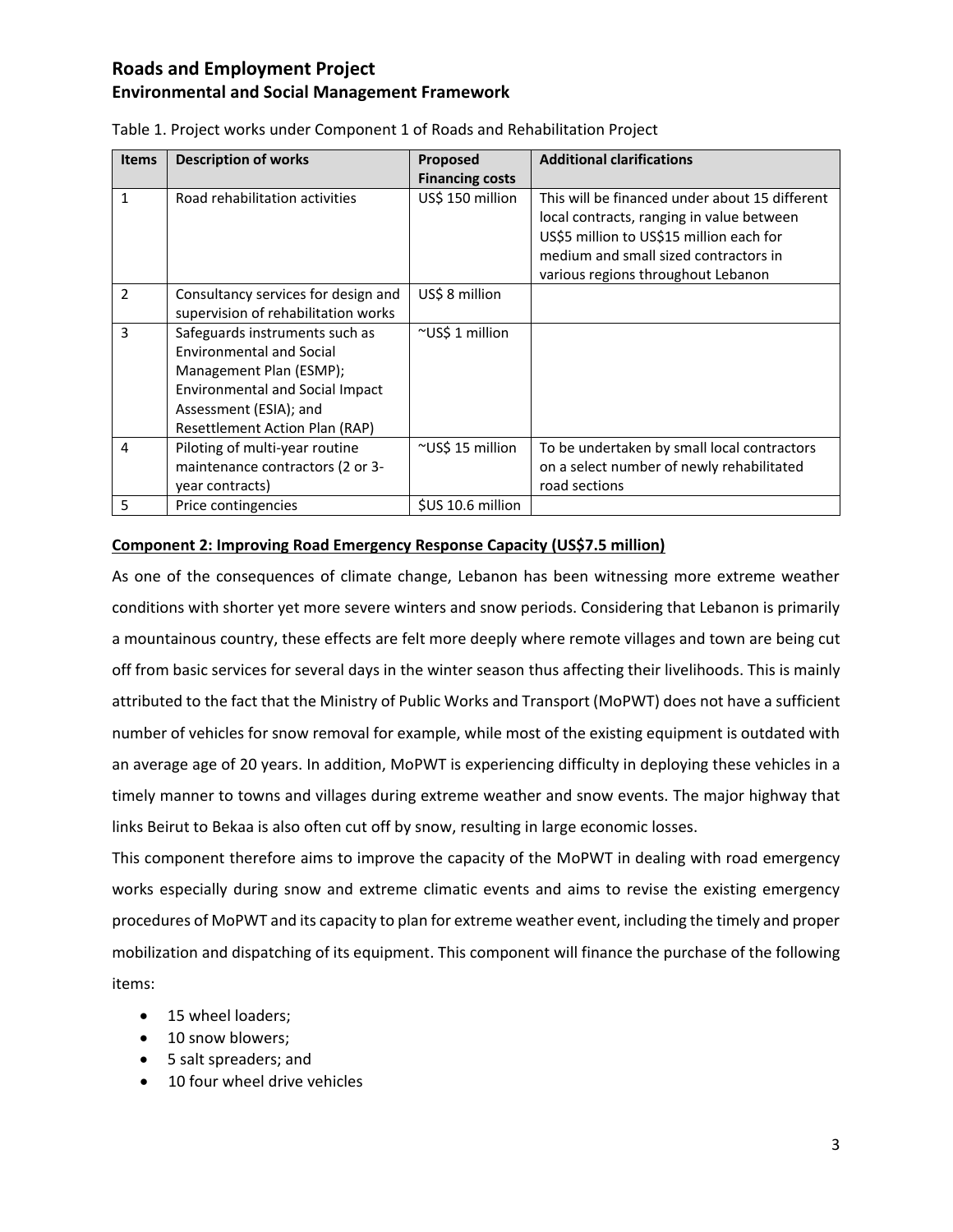Table 1. Project works under Component 1 of Roads and Rehabilitation Project

| Items | Description of works | Proposed Financing costs | Additional clarifications |
|---|---|---|---|
| 1 | Road rehabilitation activities | US$ 150 million | This will be financed under about 15 different local contracts, ranging in value between US$5 million to US$15 million each for medium and small sized contractors in various regions throughout Lebanon |
| 2 | Consultancy services for design and supervision of rehabilitation works | US$ 8 million | |
| 3 | Safeguards instruments such as Environmental and Social Management Plan (ESMP); Environmental and Social Impact Assessment (ESIA); and Resettlement Action Plan (RAP) | ~US$ 1 million | |
| 4 | Piloting of multi-year routine maintenance contractors (2 or 3-year contracts) | ~US$ 15 million | To be undertaken by small local contractors on a select number of newly rehabilitated road sections |
| 5 | Price contingencies | $US 10.6 million | |

**Component 2: Improving Road Emergency Response Capacity (US$7.5 million)**

As one of the consequences of climate change, Lebanon has been witnessing more extreme weather conditions with shorter yet more severe winters and snow periods. Considering that Lebanon is primarily a mountainous country, these effects are felt more deeply where remote villages and town are being cut off from basic services for several days in the winter season thus affecting their livelihoods. This is mainly attributed to the fact that the Ministry of Public Works and Transport (MoPWT) does not have a sufficient number of vehicles for snow removal for example, while most of the existing equipment is outdated with an average age of 20 years. In addition, MoPWT is experiencing difficulty in deploying these vehicles in a timely manner to towns and villages during extreme weather and snow events. The major highway that links Beirut to Bekaa is also often cut off by snow, resulting in large economic losses.

This component therefore aims to improve the capacity of the MoPWT in dealing with road emergency works especially during snow and extreme climatic events and aims to revise the existing emergency procedures of MoPWT and its capacity to plan for extreme weather event, including the timely and proper mobilization and dispatching of its equipment. This component will finance the purchase of the following items:

- 15 wheel loaders;
- 10 snow blowers;
- 5 salt spreaders; and
- 10 four wheel drive vehicles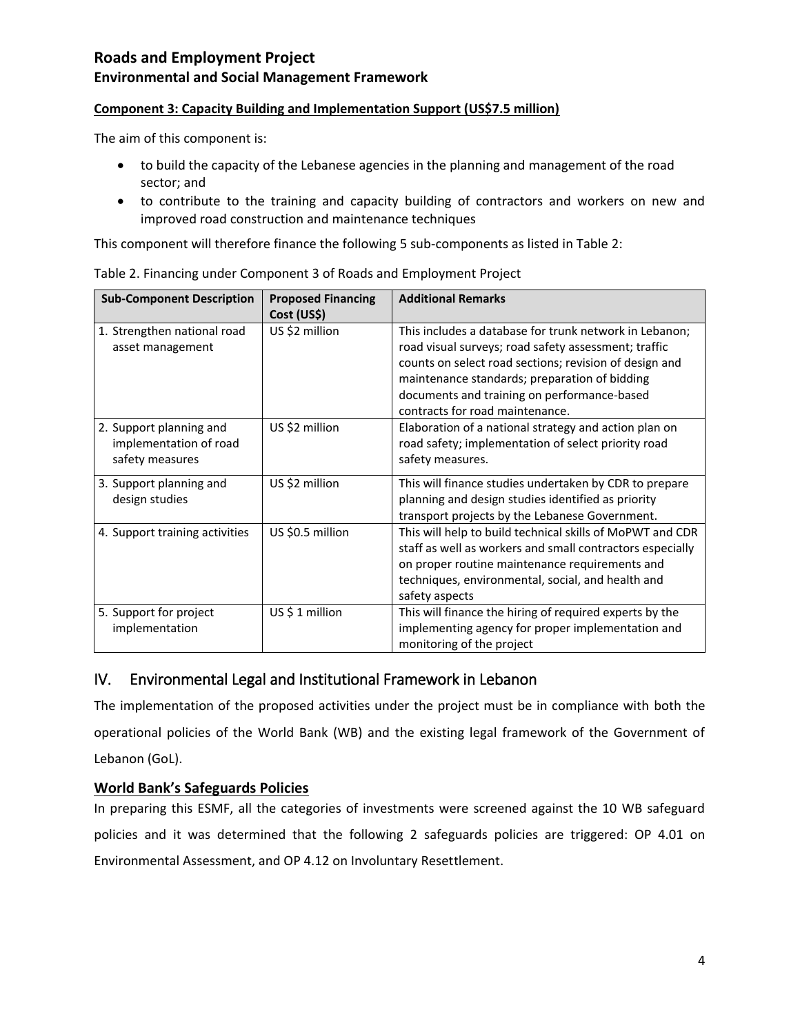**Component 3: Capacity Building and Implementation Support (US$7.5 million)**

The aim of this component is:

- to build the capacity of the Lebanese agencies in the planning and management of the road sector; and
- to contribute to the training and capacity building of contractors and workers on new and improved road construction and maintenance techniques

This component will therefore finance the following 5 sub-components as listed in Table 2:

Table 2. Financing under Component 3 of Roads and Employment Project

| Sub-Component Description | Proposed Financing Cost (US$) | Additional Remarks |
| --- | --- | --- |
| 1. Strengthen national road asset management | US $2 million | This includes a database for trunk network in Lebanon; road visual surveys; road safety assessment; traffic counts on select road sections; revision of design and maintenance standards; preparation of bidding documents and training on performance-based contracts for road maintenance. |
| 2. Support planning and implementation of road safety measures | US $2 million | Elaboration of a national strategy and action plan on road safety; implementation of select priority road safety measures. |
| 3. Support planning and design studies | US $2 million | This will finance studies undertaken by CDR to prepare planning and design studies identified as priority transport projects by the Lebanese Government. |
| 4. Support training activities | US $0.5 million | This will help to build technical skills of MoPWT and CDR staff as well as workers and small contractors especially on proper routine maintenance requirements and techniques, environmental, social, and health and safety aspects |
| 5. Support for project implementation | US $ 1 million | This will finance the hiring of required experts by the implementing agency for proper implementation and monitoring of the project |

## IV. Environmental Legal and Institutional Framework in Lebanon

The implementation of the proposed activities under the project must be in compliance with both the operational policies of the World Bank (WB) and the existing legal framework of the Government of Lebanon (GoL).

### World Bank's Safeguards Policies

In preparing this ESMF, all the categories of investments were screened against the 10 WB safeguard policies and it was determined that the following 2 safeguards policies are triggered: OP 4.01 on Environmental Assessment, and OP 4.12 on Involuntary Resettlement.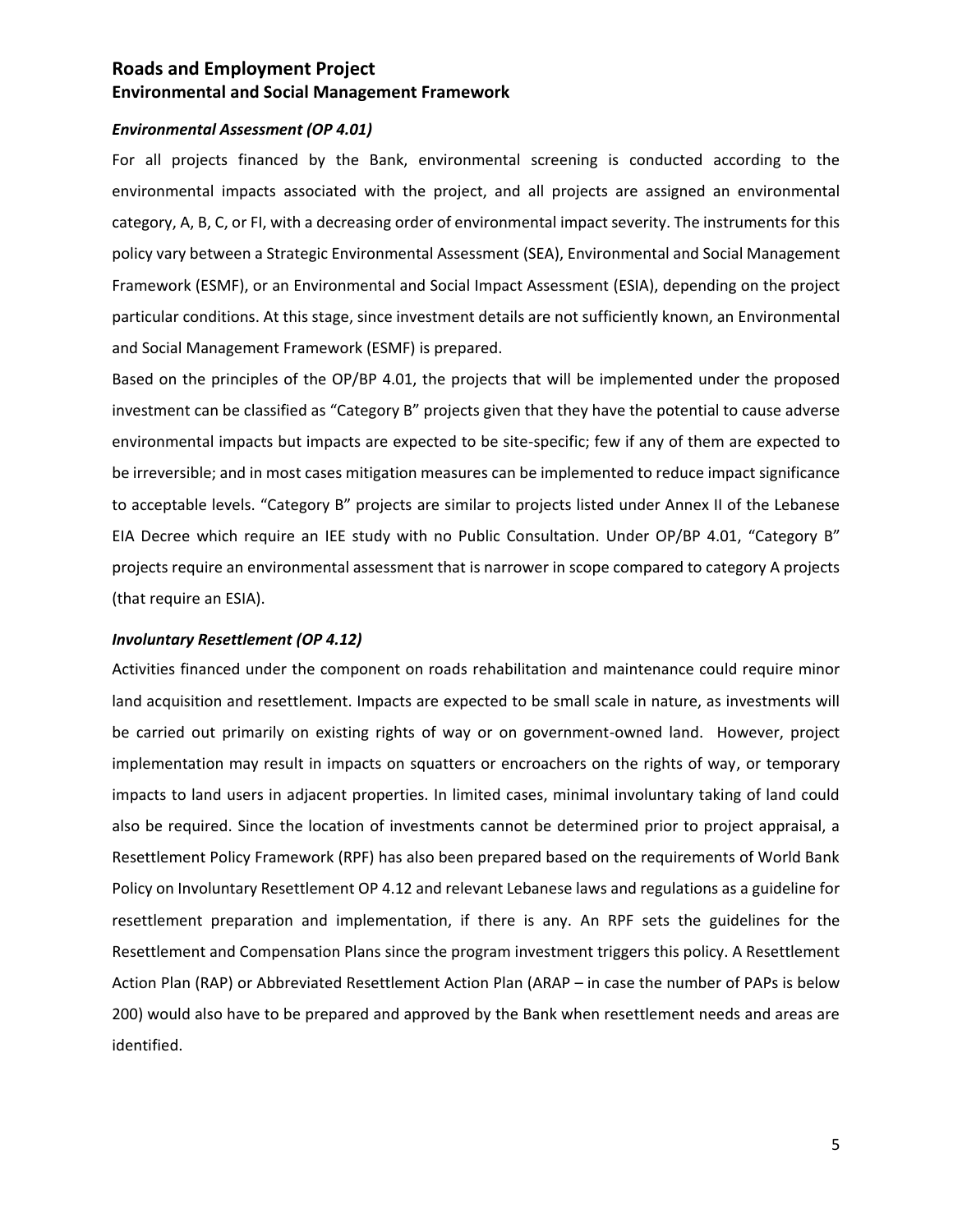### *Environmental Assessment (OP 4.01)*

For all projects financed by the Bank, environmental screening is conducted according to the environmental impacts associated with the project, and all projects are assigned an environmental category, A, B, C, or FI, with a decreasing order of environmental impact severity. The instruments for this policy vary between a Strategic Environmental Assessment (SEA), Environmental and Social Management Framework (ESMF), or an Environmental and Social Impact Assessment (ESIA), depending on the project particular conditions. At this stage, since investment details are not sufficiently known, an Environmental and Social Management Framework (ESMF) is prepared.

Based on the principles of the OP/BP 4.01, the projects that will be implemented under the proposed investment can be classified as "Category B" projects given that they have the potential to cause adverse environmental impacts but impacts are expected to be site-specific; few if any of them are expected to be irreversible; and in most cases mitigation measures can be implemented to reduce impact significance to acceptable levels. "Category B" projects are similar to projects listed under Annex II of the Lebanese EIA Decree which require an IEE study with no Public Consultation. Under OP/BP 4.01, "Category B" projects require an environmental assessment that is narrower in scope compared to category A projects (that require an ESIA).

### *Involuntary Resettlement (OP 4.12)*

Activities financed under the component on roads rehabilitation and maintenance could require minor land acquisition and resettlement. Impacts are expected to be small scale in nature, as investments will be carried out primarily on existing rights of way or on government-owned land. However, project implementation may result in impacts on squatters or encroachers on the rights of way, or temporary impacts to land users in adjacent properties. In limited cases, minimal involuntary taking of land could also be required. Since the location of investments cannot be determined prior to project appraisal, a Resettlement Policy Framework (RPF) has also been prepared based on the requirements of World Bank Policy on Involuntary Resettlement OP 4.12 and relevant Lebanese laws and regulations as a guideline for resettlement preparation and implementation, if there is any. An RPF sets the guidelines for the Resettlement and Compensation Plans since the program investment triggers this policy. A Resettlement Action Plan (RAP) or Abbreviated Resettlement Action Plan (ARAP – in case the number of PAPs is below 200) would also have to be prepared and approved by the Bank when resettlement needs and areas are identified.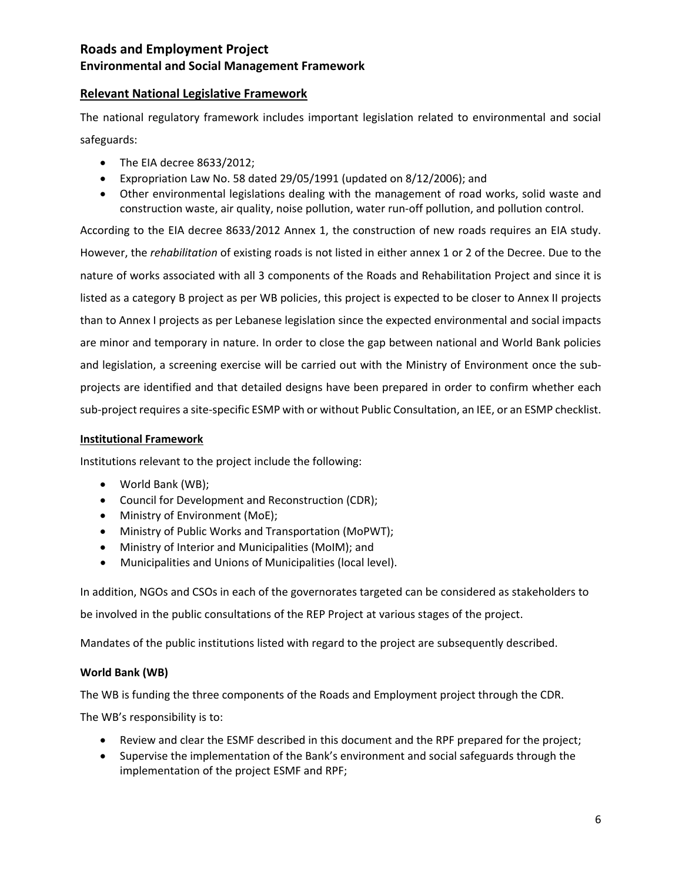## Relevant National Legislative Framework

The national regulatory framework includes important legislation related to environmental and social safeguards:

- The EIA decree 8633/2012;
- Expropriation Law No. 58 dated 29/05/1991 (updated on 8/12/2006); and
- Other environmental legislations dealing with the management of road works, solid waste and construction waste, air quality, noise pollution, water run-off pollution, and pollution control.

According to the EIA decree 8633/2012 Annex 1, the construction of new roads requires an EIA study. However, the *rehabilitation* of existing roads is not listed in either annex 1 or 2 of the Decree. Due to the nature of works associated with all 3 components of the Roads and Rehabilitation Project and since it is listed as a category B project as per WB policies, this project is expected to be closer to Annex II projects than to Annex I projects as per Lebanese legislation since the expected environmental and social impacts are minor and temporary in nature. In order to close the gap between national and World Bank policies and legislation, a screening exercise will be carried out with the Ministry of Environment once the sub-projects are identified and that detailed designs have been prepared in order to confirm whether each sub-project requires a site-specific ESMP with or without Public Consultation, an IEE, or an ESMP checklist.

### Institutional Framework

Institutions relevant to the project include the following:

- World Bank (WB);
- Council for Development and Reconstruction (CDR);
- Ministry of Environment (MoE);
- Ministry of Public Works and Transportation (MoPWT);
- Ministry of Interior and Municipalities (MoIM); and
- Municipalities and Unions of Municipalities (local level).

In addition, NGOs and CSOs in each of the governorates targeted can be considered as stakeholders to be involved in the public consultations of the REP Project at various stages of the project.

Mandates of the public institutions listed with regard to the project are subsequently described.

#### World Bank (WB)

The WB is funding the three components of the Roads and Employment project through the CDR.

The WB's responsibility is to:

- Review and clear the ESMF described in this document and the RPF prepared for the project;
- Supervise the implementation of the Bank's environment and social safeguards through the implementation of the project ESMF and RPF;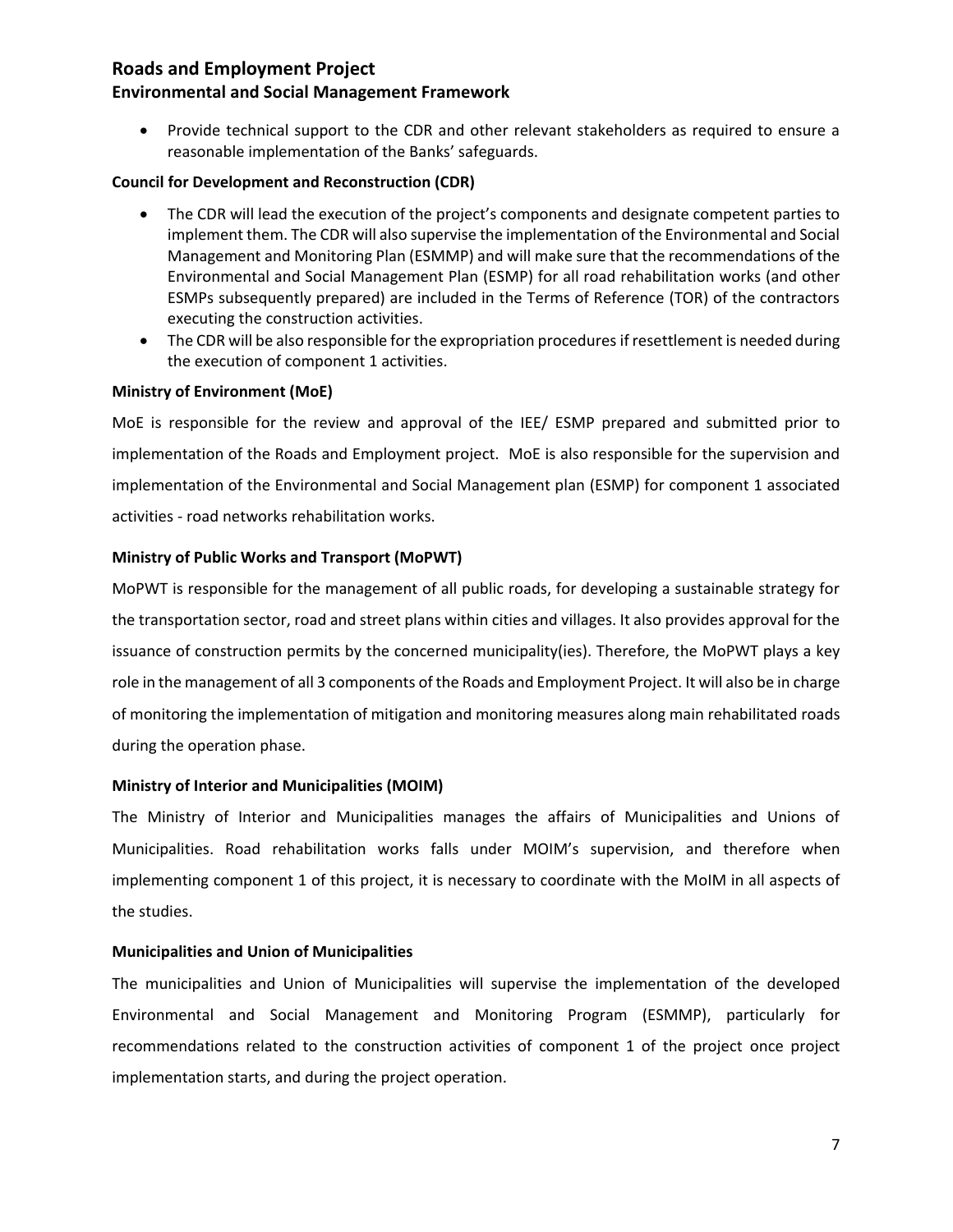- Provide technical support to the CDR and other relevant stakeholders as required to ensure a reasonable implementation of the Banks' safeguards.

**Council for Development and Reconstruction (CDR)**

- The CDR will lead the execution of the project's components and designate competent parties to implement them. The CDR will also supervise the implementation of the Environmental and Social Management and Monitoring Plan (ESMMP) and will make sure that the recommendations of the Environmental and Social Management Plan (ESMP) for all road rehabilitation works (and other ESMPs subsequently prepared) are included in the Terms of Reference (TOR) of the contractors executing the construction activities.
- The CDR will be also responsible for the expropriation procedures if resettlement is needed during the execution of component 1 activities.

**Ministry of Environment (MoE)**

MoE is responsible for the review and approval of the IEE/ ESMP prepared and submitted prior to implementation of the Roads and Employment project. MoE is also responsible for the supervision and implementation of the Environmental and Social Management plan (ESMP) for component 1 associated activities - road networks rehabilitation works.

**Ministry of Public Works and Transport (MoPWT)**

MoPWT is responsible for the management of all public roads, for developing a sustainable strategy for the transportation sector, road and street plans within cities and villages. It also provides approval for the issuance of construction permits by the concerned municipality(ies). Therefore, the MoPWT plays a key role in the management of all 3 components of the Roads and Employment Project. It will also be in charge of monitoring the implementation of mitigation and monitoring measures along main rehabilitated roads during the operation phase.

**Ministry of Interior and Municipalities (MOIM)**

The Ministry of Interior and Municipalities manages the affairs of Municipalities and Unions of Municipalities. Road rehabilitation works falls under MOIM's supervision, and therefore when implementing component 1 of this project, it is necessary to coordinate with the MoIM in all aspects of the studies.

**Municipalities and Union of Municipalities**

The municipalities and Union of Municipalities will supervise the implementation of the developed Environmental and Social Management and Monitoring Program (ESMMP), particularly for recommendations related to the construction activities of component 1 of the project once project implementation starts, and during the project operation.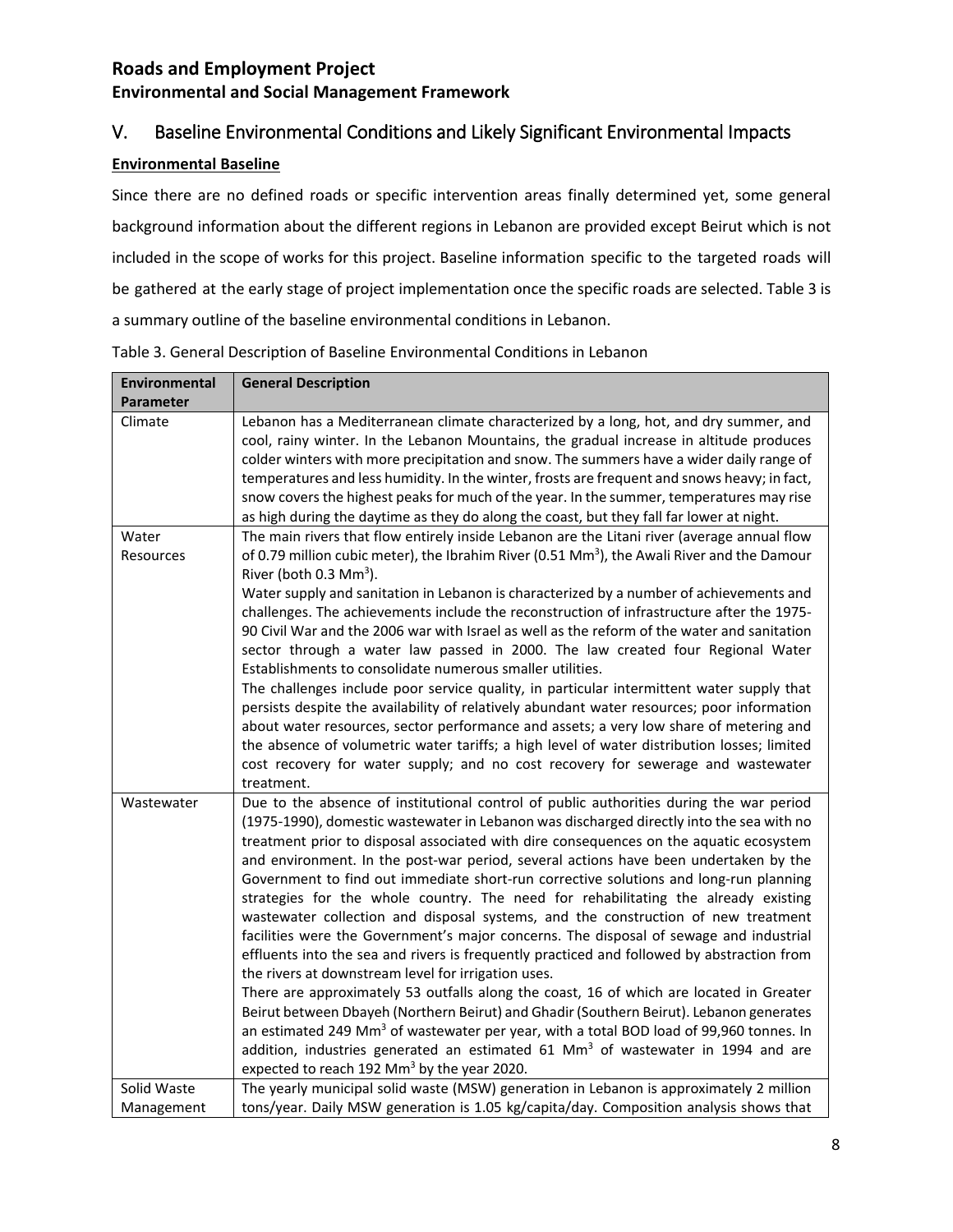## V. Baseline Environmental Conditions and Likely Significant Environmental Impacts

**Environmental Baseline**

Since there are no defined roads or specific intervention areas finally determined yet, some general background information about the different regions in Lebanon are provided except Beirut which is not included in the scope of works for this project. Baseline information specific to the targeted roads will be gathered at the early stage of project implementation once the specific roads are selected. Table 3 is a summary outline of the baseline environmental conditions in Lebanon.

Table 3. General Description of Baseline Environmental Conditions in Lebanon

| Environmental Parameter | General Description |
|---|---|
| Climate | Lebanon has a Mediterranean climate characterized by a long, hot, and dry summer, and cool, rainy winter. In the Lebanon Mountains, the gradual increase in altitude produces colder winters with more precipitation and snow. The summers have a wider daily range of temperatures and less humidity. In the winter, frosts are frequent and snows heavy; in fact, snow covers the highest peaks for much of the year. In the summer, temperatures may rise as high during the daytime as they do along the coast, but they fall far lower at night. |
| Water Resources | The main rivers that flow entirely inside Lebanon are the Litani river (average annual flow of 0.79 million cubic meter), the Ibrahim River (0.51 $Mm^3$), the Awali River and the Damour River (both 0.3 $Mm^3$).<br>Water supply and sanitation in Lebanon is characterized by a number of achievements and challenges. The achievements include the reconstruction of infrastructure after the 1975-90 Civil War and the 2006 war with Israel as well as the reform of the water and sanitation sector through a water law passed in 2000. The law created four Regional Water Establishments to consolidate numerous smaller utilities.<br>The challenges include poor service quality, in particular intermittent water supply that persists despite the availability of relatively abundant water resources; poor information about water resources, sector performance and assets; a very low share of metering and the absence of volumetric water tariffs; a high level of water distribution losses; limited cost recovery for water supply; and no cost recovery for sewerage and wastewater treatment. |
| Wastewater | Due to the absence of institutional control of public authorities during the war period (1975-1990), domestic wastewater in Lebanon was discharged directly into the sea with no treatment prior to disposal associated with dire consequences on the aquatic ecosystem and environment. In the post-war period, several actions have been undertaken by the Government to find out immediate short-run corrective solutions and long-run planning strategies for the whole country. The need for rehabilitating the already existing wastewater collection and disposal systems, and the construction of new treatment facilities were the Government's major concerns. The disposal of sewage and industrial effluents into the sea and rivers is frequently practiced and followed by abstraction from the rivers at downstream level for irrigation uses.<br>There are approximately 53 outfalls along the coast, 16 of which are located in Greater Beirut between Dbayeh (Northern Beirut) and Ghadir (Southern Beirut). Lebanon generates an estimated 249 $Mm^3$ of wastewater per year, with a total BOD load of 99,960 tonnes. In addition, industries generated an estimated 61 $Mm^3$ of wastewater in 1994 and are expected to reach 192 $Mm^3$ by the year 2020. |
| Solid Waste Management | The yearly municipal solid waste (MSW) generation in Lebanon is approximately 2 million tons/year. Daily MSW generation is 1.05 kg/capita/day. Composition analysis shows that |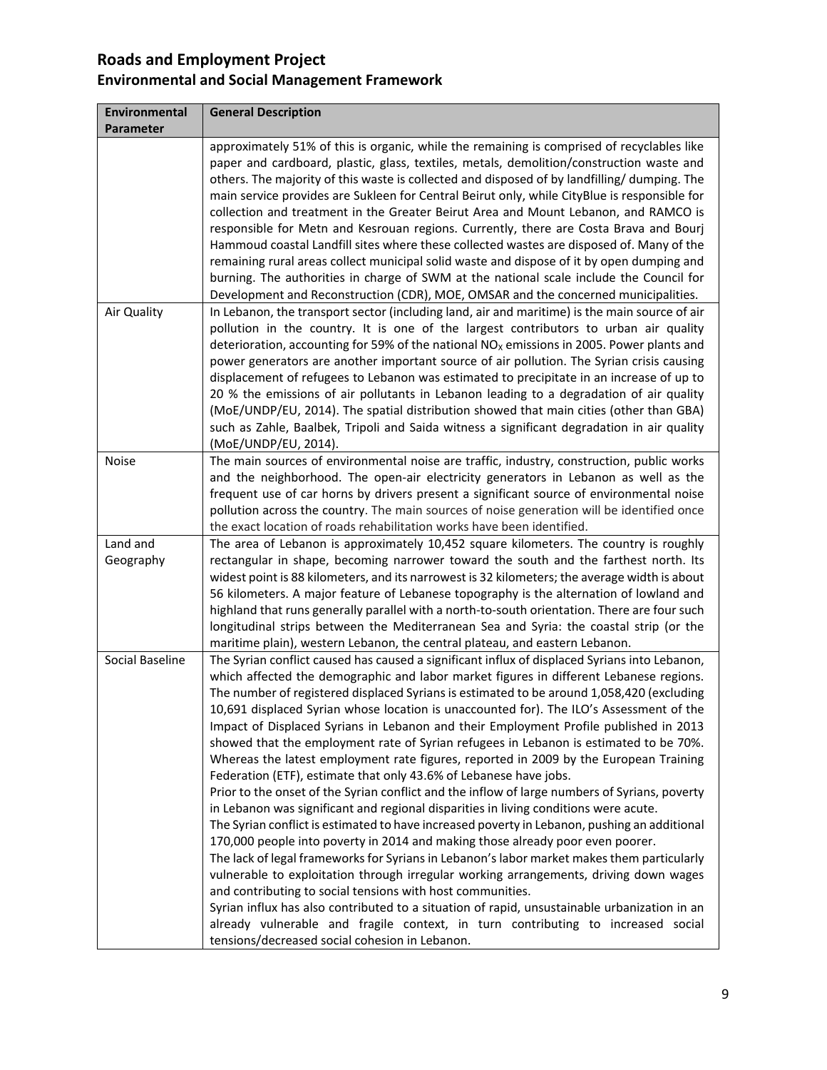| Environmental Parameter | General Description |
|---|---|
| | approximately 51% of this is organic, while the remaining is comprised of recyclables like paper and cardboard, plastic, glass, textiles, metals, demolition/construction waste and others. The majority of this waste is collected and disposed of by landfilling/ dumping. The main service provides are Sukleen for Central Beirut only, while CityBlue is responsible for collection and treatment in the Greater Beirut Area and Mount Lebanon, and RAMCO is responsible for Metn and Kesrouan regions. Currently, there are Costa Brava and Bourj Hammoud coastal Landfill sites where these collected wastes are disposed of. Many of the remaining rural areas collect municipal solid waste and dispose of it by open dumping and burning. The authorities in charge of SWM at the national scale include the Council for Development and Reconstruction (CDR), MOE, OMSAR and the concerned municipalities. |
| Air Quality | In Lebanon, the transport sector (including land, air and maritime) is the main source of air pollution in the country. It is one of the largest contributors to urban air quality deterioration, accounting for 59% of the national $NO_X$ emissions in 2005. Power plants and power generators are another important source of air pollution. The Syrian crisis causing displacement of refugees to Lebanon was estimated to precipitate in an increase of up to 20 % the emissions of air pollutants in Lebanon leading to a degradation of air quality (MoE/UNDP/EU, 2014). The spatial distribution showed that main cities (other than GBA) such as Zahle, Baalbek, Tripoli and Saida witness a significant degradation in air quality (MoE/UNDP/EU, 2014). |
| Noise | The main sources of environmental noise are traffic, industry, construction, public works and the neighborhood. The open-air electricity generators in Lebanon as well as the frequent use of car horns by drivers present a significant source of environmental noise pollution across the country. The main sources of noise generation will be identified once the exact location of roads rehabilitation works have been identified. |
| Land and Geography | The area of Lebanon is approximately 10,452 square kilometers. The country is roughly rectangular in shape, becoming narrower toward the south and the farthest north. Its widest point is 88 kilometers, and its narrowest is 32 kilometers; the average width is about 56 kilometers. A major feature of Lebanese topography is the alternation of lowland and highland that runs generally parallel with a north-to-south orientation. There are four such longitudinal strips between the Mediterranean Sea and Syria: the coastal strip (or the maritime plain), western Lebanon, the central plateau, and eastern Lebanon. |
| Social Baseline | The Syrian conflict caused has caused a significant influx of displaced Syrians into Lebanon, which affected the demographic and labor market figures in different Lebanese regions. The number of registered displaced Syrians is estimated to be around 1,058,420 (excluding 10,691 displaced Syrian whose location is unaccounted for). The ILO's Assessment of the Impact of Displaced Syrians in Lebanon and their Employment Profile published in 2013 showed that the employment rate of Syrian refugees in Lebanon is estimated to be 70%. Whereas the latest employment rate figures, reported in 2009 by the European Training Federation (ETF), estimate that only 43.6% of Lebanese have jobs.<br>Prior to the onset of the Syrian conflict and the inflow of large numbers of Syrians, poverty in Lebanon was significant and regional disparities in living conditions were acute.<br>The Syrian conflict is estimated to have increased poverty in Lebanon, pushing an additional 170,000 people into poverty in 2014 and making those already poor even poorer.<br>The lack of legal frameworks for Syrians in Lebanon's labor market makes them particularly vulnerable to exploitation through irregular working arrangements, driving down wages and contributing to social tensions with host communities.<br>Syrian influx has also contributed to a situation of rapid, unsustainable urbanization in an already vulnerable and fragile context, in turn contributing to increased social tensions/decreased social cohesion in Lebanon. |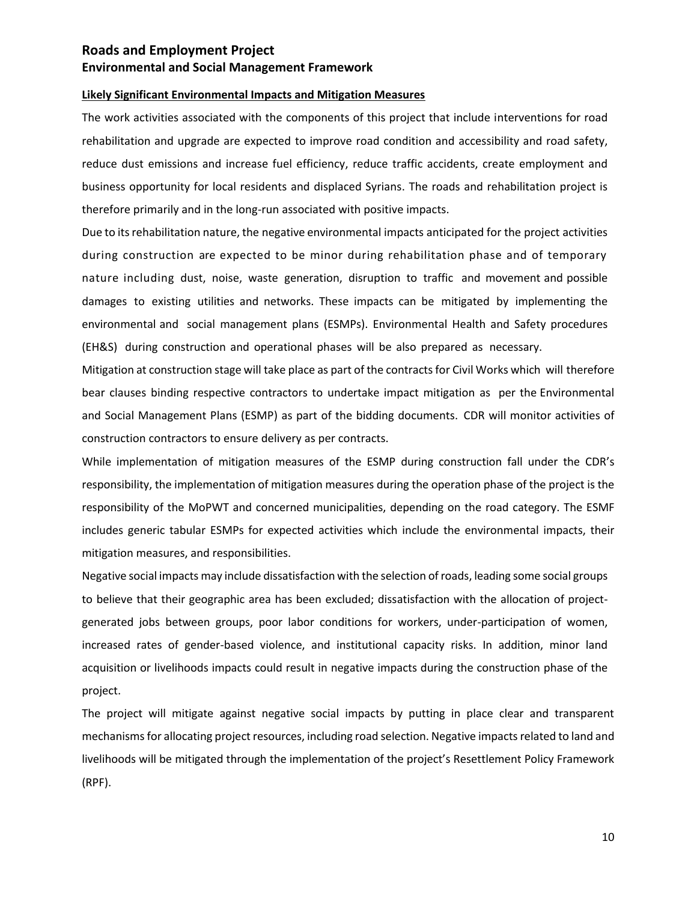**Likely Significant Environmental Impacts and Mitigation Measures**

The work activities associated with the components of this project that include interventions for road rehabilitation and upgrade are expected to improve road condition and accessibility and road safety, reduce dust emissions and increase fuel efficiency, reduce traffic accidents, create employment and business opportunity for local residents and displaced Syrians. The roads and rehabilitation project is therefore primarily and in the long-run associated with positive impacts.

Due to its rehabilitation nature, the negative environmental impacts anticipated for the project activities during construction are expected to be minor during rehabilitation phase and of temporary nature including dust, noise, waste generation, disruption to traffic and movement and possible damages to existing utilities and networks. These impacts can be mitigated by implementing the environmental and social management plans (ESMPs). Environmental Health and Safety procedures (EH&S) during construction and operational phases will be also prepared as necessary.

Mitigation at construction stage will take place as part of the contracts for Civil Works which will therefore bear clauses binding respective contractors to undertake impact mitigation as per the Environmental and Social Management Plans (ESMP) as part of the bidding documents. CDR will monitor activities of construction contractors to ensure delivery as per contracts.

While implementation of mitigation measures of the ESMP during construction fall under the CDR's responsibility, the implementation of mitigation measures during the operation phase of the project is the responsibility of the MoPWT and concerned municipalities, depending on the road category. The ESMF includes generic tabular ESMPs for expected activities which include the environmental impacts, their mitigation measures, and responsibilities.

Negative social impacts may include dissatisfaction with the selection of roads, leading some social groups to believe that their geographic area has been excluded; dissatisfaction with the allocation of project-generated jobs between groups, poor labor conditions for workers, under-participation of women, increased rates of gender-based violence, and institutional capacity risks. In addition, minor land acquisition or livelihoods impacts could result in negative impacts during the construction phase of the project.

The project will mitigate against negative social impacts by putting in place clear and transparent mechanisms for allocating project resources, including road selection. Negative impacts related to land and livelihoods will be mitigated through the implementation of the project's Resettlement Policy Framework (RPF).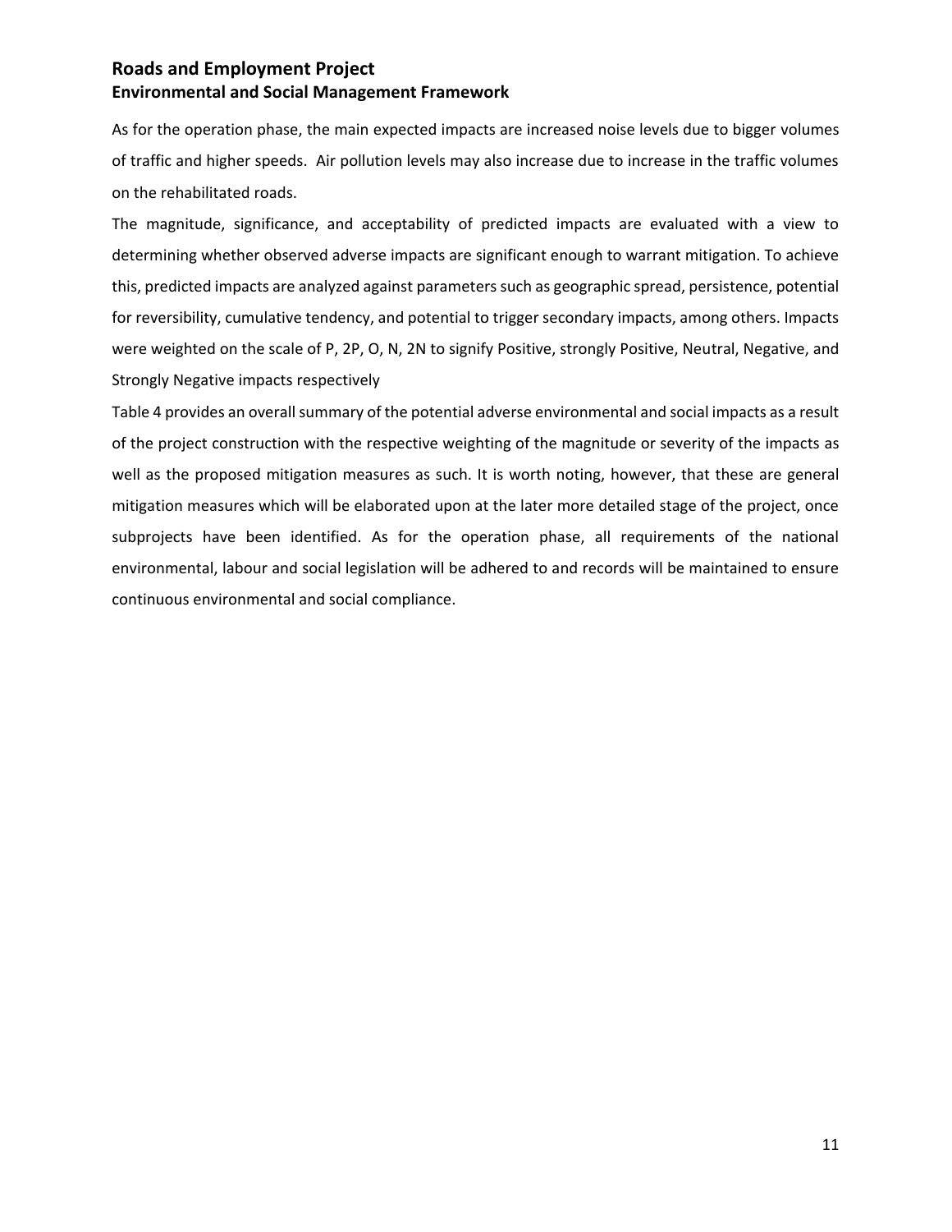As for the operation phase, the main expected impacts are increased noise levels due to bigger volumes of traffic and higher speeds. Air pollution levels may also increase due to increase in the traffic volumes on the rehabilitated roads.

The magnitude, significance, and acceptability of predicted impacts are evaluated with a view to determining whether observed adverse impacts are significant enough to warrant mitigation. To achieve this, predicted impacts are analyzed against parameters such as geographic spread, persistence, potential for reversibility, cumulative tendency, and potential to trigger secondary impacts, among others. Impacts were weighted on the scale of P, 2P, O, N, 2N to signify Positive, strongly Positive, Neutral, Negative, and Strongly Negative impacts respectively

Table 4 provides an overall summary of the potential adverse environmental and social impacts as a result of the project construction with the respective weighting of the magnitude or severity of the impacts as well as the proposed mitigation measures as such. It is worth noting, however, that these are general mitigation measures which will be elaborated upon at the later more detailed stage of the project, once subprojects have been identified. As for the operation phase, all requirements of the national environmental, labour and social legislation will be adhered to and records will be maintained to ensure continuous environmental and social compliance.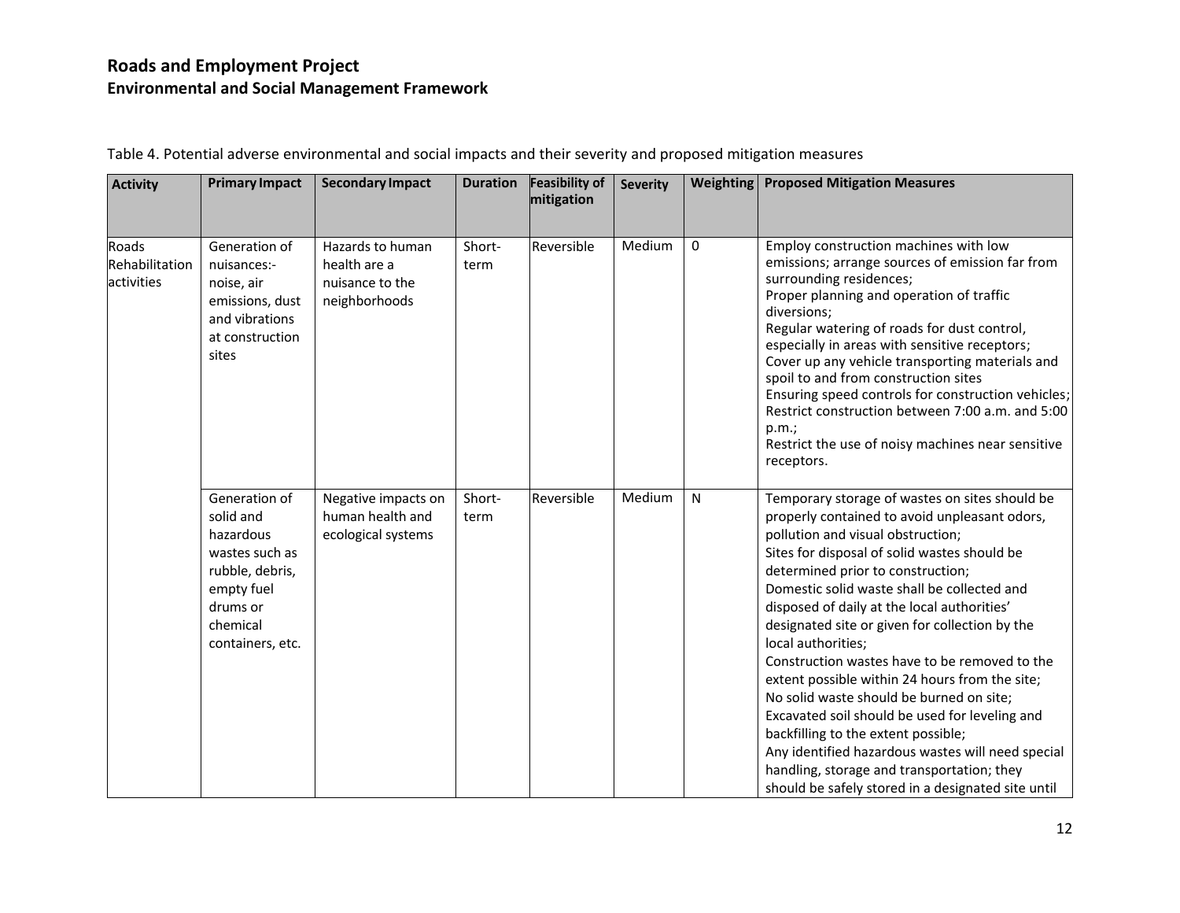Table 4. Potential adverse environmental and social impacts and their severity and proposed mitigation measures

| Activity | Primary Impact | Secondary Impact | Duration | Feasibility of mitigation | Severity | Weighting | Proposed Mitigation Measures |
|---|---|---|---|---|---|---|---|
| Roads Rehabilitation activities | Generation of nuisances:- noise, air emissions, dust and vibrations at construction sites | Hazards to human health are a nuisance to the neighborhoods | Short-term | Reversible | Medium | 0 | Employ construction machines with low emissions; arrange sources of emission far from surrounding residences;<br>Proper planning and operation of traffic diversions;<br>Regular watering of roads for dust control, especially in areas with sensitive receptors;<br>Cover up any vehicle transporting materials and spoil to and from construction sites<br>Ensuring speed controls for construction vehicles;<br>Restrict construction between 7:00 a.m. and 5:00 p.m.;<br>Restrict the use of noisy machines near sensitive receptors. |
| | Generation of solid and hazardous wastes such as rubble, debris, empty fuel drums or chemical containers, etc. | Negative impacts on human health and ecological systems | Short-term | Reversible | Medium | N | Temporary storage of wastes on sites should be properly contained to avoid unpleasant odors, pollution and visual obstruction;<br>Sites for disposal of solid wastes should be determined prior to construction;<br>Domestic solid waste shall be collected and disposed of daily at the local authorities' designated site or given for collection by the local authorities;<br>Construction wastes have to be removed to the extent possible within 24 hours from the site;<br>No solid waste should be burned on site;<br>Excavated soil should be used for leveling and backfilling to the extent possible;<br>Any identified hazardous wastes will need special handling, storage and transportation; they should be safely stored in a designated site until |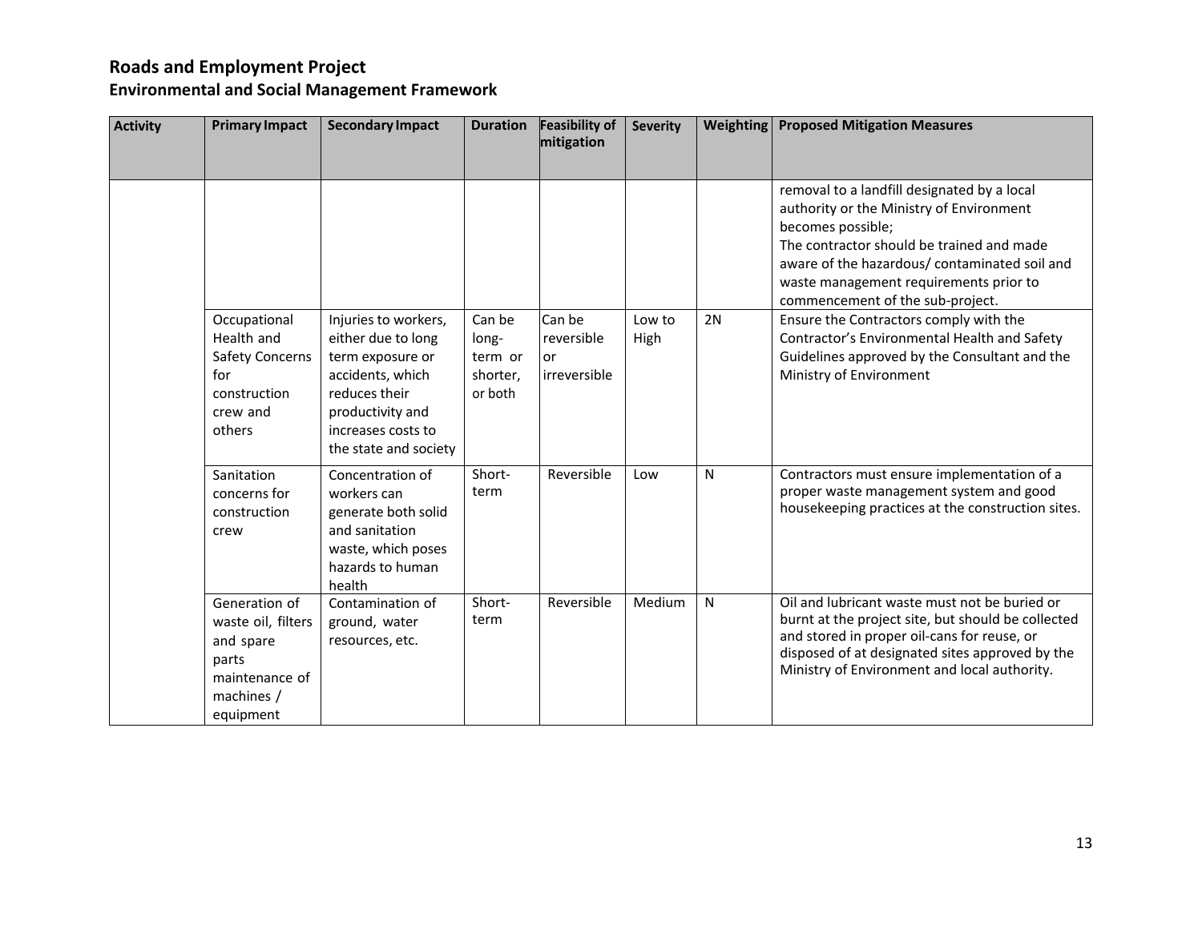**Roads and Employment Project**
**Environmental and Social Management Framework**

| Activity | Primary Impact | Secondary Impact | Duration | Feasibility of mitigation | Severity | Weighting | Proposed Mitigation Measures |
|---|---|---|---|---|---|---|---|
| | | | | | | | removal to a landfill designated by a local authority or the Ministry of Environment becomes possible; The contractor should be trained and made aware of the hazardous/ contaminated soil and waste management requirements prior to commencement of the sub-project. |
| | Occupational Health and Safety Concerns for construction crew and others | Injuries to workers, either due to long term exposure or accidents, which reduces their productivity and increases costs to the state and society | Can be long-term or shorter, or both | Can be reversible or irreversible | Low to High | 2N | Ensure the Contractors comply with the Contractor's Environmental Health and Safety Guidelines approved by the Consultant and the Ministry of Environment |
| | Sanitation concerns for construction crew | Concentration of workers can generate both solid and sanitation waste, which poses hazards to human health | Short-term | Reversible | Low | N | Contractors must ensure implementation of a proper waste management system and good housekeeping practices at the construction sites. |
| | Generation of waste oil, filters and spare parts maintenance of machines / equipment | Contamination of ground, water resources, etc. | Short-term | Reversible | Medium | N | Oil and lubricant waste must not be buried or burnt at the project site, but should be collected and stored in proper oil-cans for reuse, or disposed of at designated sites approved by the Ministry of Environment and local authority. |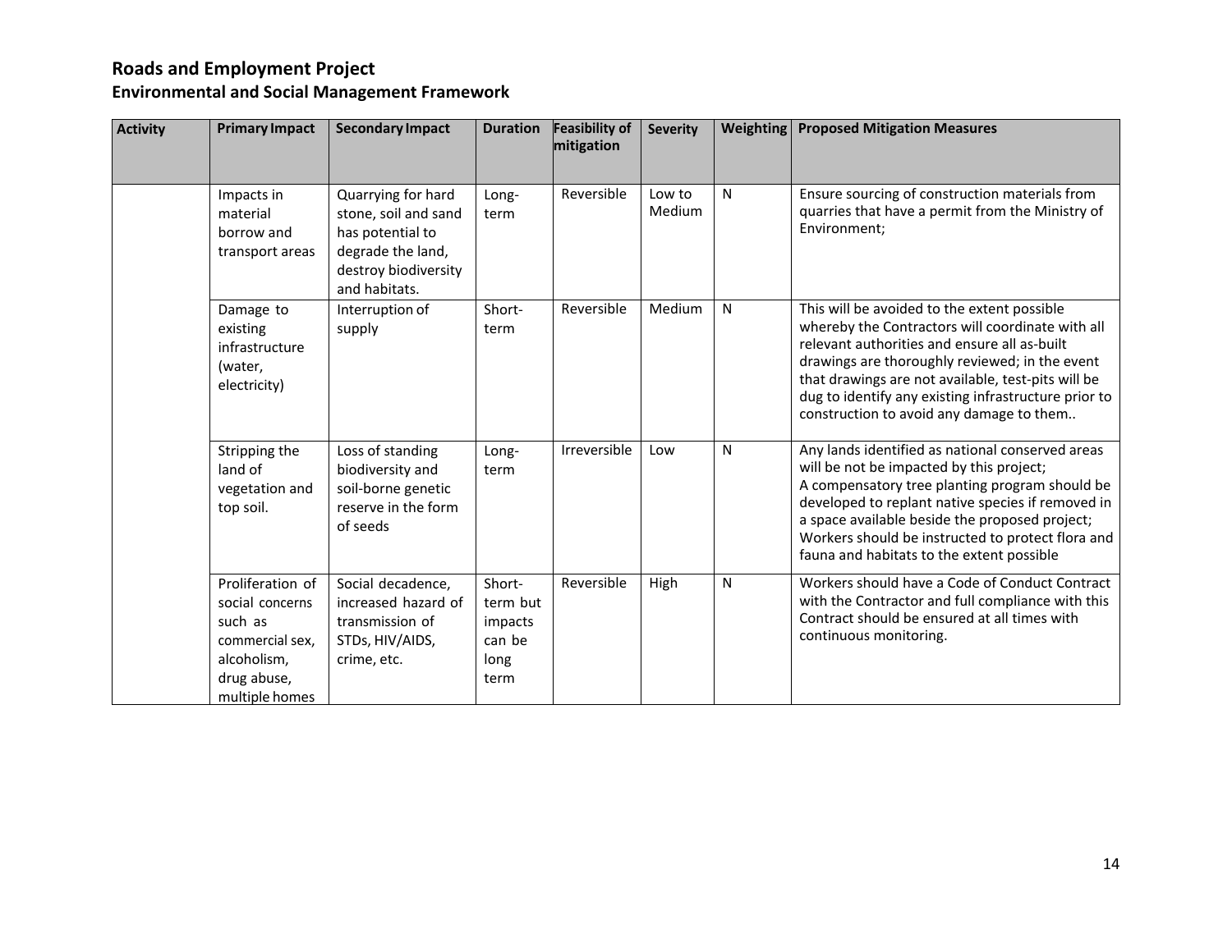## Roads and Employment Project
### Environmental and Social Management Framework

| Activity | Primary Impact | Secondary Impact | Duration | Feasibility of mitigation | Severity | Weighting | Proposed Mitigation Measures |
|---|---|---|---|---|---|---|---|
| | Impacts in material borrow and transport areas | Quarrying for hard stone, soil and sand has potential to degrade the land, destroy biodiversity and habitats. | Long-term | Reversible | Low to Medium | N | Ensure sourcing of construction materials from quarries that have a permit from the Ministry of Environment; |
| | Damage to existing infrastructure (water, electricity) | Interruption of supply | Short-term | Reversible | Medium | N | This will be avoided to the extent possible whereby the Contractors will coordinate with all relevant authorities and ensure all as-built drawings are thoroughly reviewed; in the event that drawings are not available, test-pits will be dug to identify any existing infrastructure prior to construction to avoid any damage to them.. |
| | Stripping the land of vegetation and top soil. | Loss of standing biodiversity and soil-borne genetic reserve in the form of seeds | Long-term | Irreversible | Low | N | Any lands identified as national conserved areas will be not be impacted by this project; A compensatory tree planting program should be developed to replant native species if removed in a space available beside the proposed project; Workers should be instructed to protect flora and fauna and habitats to the extent possible |
| | Proliferation of social concerns such as commercial sex, alcoholism, drug abuse, multiple homes | Social decadence, increased hazard of transmission of STDs, HIV/AIDS, crime, etc. | Short-term but impacts can be long term | Reversible | High | N | Workers should have a Code of Conduct Contract with the Contractor and full compliance with this Contract should be ensured at all times with continuous monitoring. |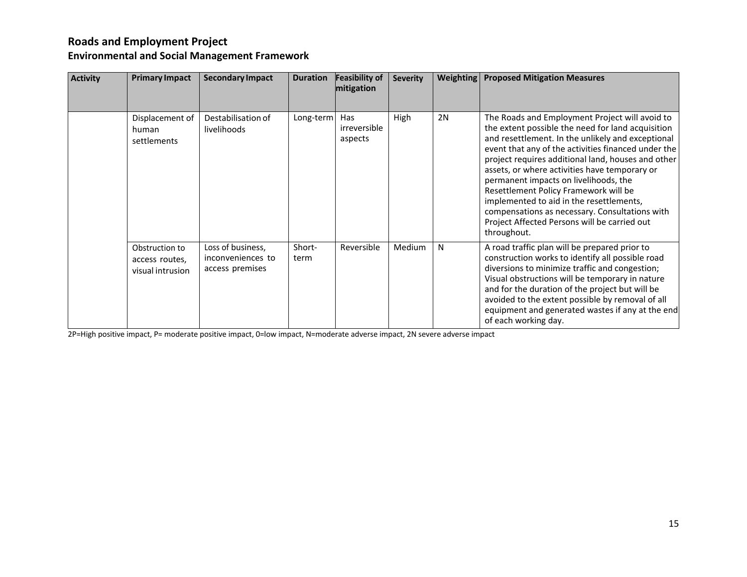| Activity | Primary Impact | Secondary Impact | Duration | Feasibility of mitigation | Severity | Weighting | Proposed Mitigation Measures |
|---|---|---|---|---|---|---|---|
| | Displacement of human settlements | Destabilisation of livelihoods | Long-term | Has irreversible aspects | High | 2N | The Roads and Employment Project will avoid to the extent possible the need for land acquisition and resettlement. In the unlikely and exceptional event that any of the activities financed under the project requires additional land, houses and other assets, or where activities have temporary or permanent impacts on livelihoods, the Resettlement Policy Framework will be implemented to aid in the resettlements, compensations as necessary. Consultations with Project Affected Persons will be carried out throughout. |
| | Obstruction to access routes, visual intrusion | Loss of business, inconveniences to access premises | Short-term | Reversible | Medium | N | A road traffic plan will be prepared prior to construction works to identify all possible road diversions to minimize traffic and congestion; Visual obstructions will be temporary in nature and for the duration of the project but will be avoided to the extent possible by removal of all equipment and generated wastes if any at the end of each working day. |

2P=High positive impact, P= moderate positive impact, 0=low impact, N=moderate adverse impact, 2N severe adverse impact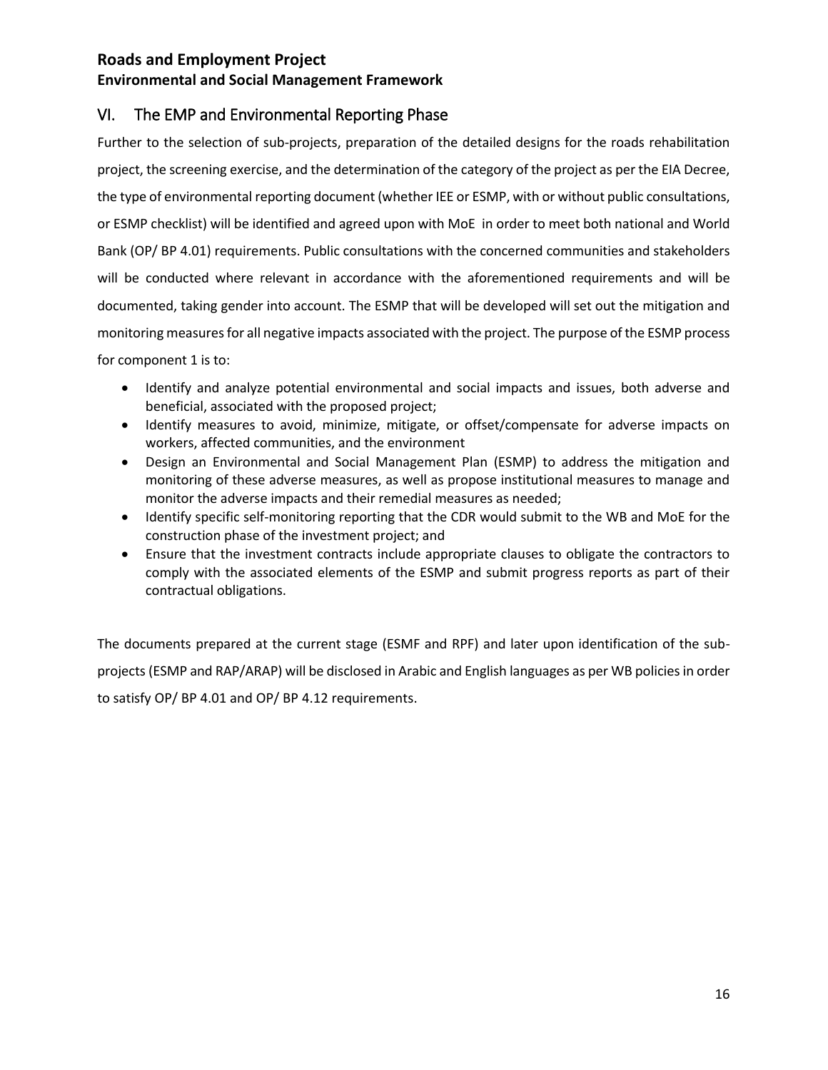## VI. The EMP and Environmental Reporting Phase

Further to the selection of sub-projects, preparation of the detailed designs for the roads rehabilitation project, the screening exercise, and the determination of the category of the project as per the EIA Decree, the type of environmental reporting document (whether IEE or ESMP, with or without public consultations, or ESMP checklist) will be identified and agreed upon with MoE in order to meet both national and World Bank (OP/ BP 4.01) requirements. Public consultations with the concerned communities and stakeholders will be conducted where relevant in accordance with the aforementioned requirements and will be documented, taking gender into account. The ESMP that will be developed will set out the mitigation and monitoring measures for all negative impacts associated with the project. The purpose of the ESMP process for component 1 is to:

- Identify and analyze potential environmental and social impacts and issues, both adverse and beneficial, associated with the proposed project;
- Identify measures to avoid, minimize, mitigate, or offset/compensate for adverse impacts on workers, affected communities, and the environment
- Design an Environmental and Social Management Plan (ESMP) to address the mitigation and monitoring of these adverse measures, as well as propose institutional measures to manage and monitor the adverse impacts and their remedial measures as needed;
- Identify specific self-monitoring reporting that the CDR would submit to the WB and MoE for the construction phase of the investment project; and
- Ensure that the investment contracts include appropriate clauses to obligate the contractors to comply with the associated elements of the ESMP and submit progress reports as part of their contractual obligations.

The documents prepared at the current stage (ESMF and RPF) and later upon identification of the sub-projects (ESMP and RAP/ARAP) will be disclosed in Arabic and English languages as per WB policies in order to satisfy OP/ BP 4.01 and OP/ BP 4.12 requirements.